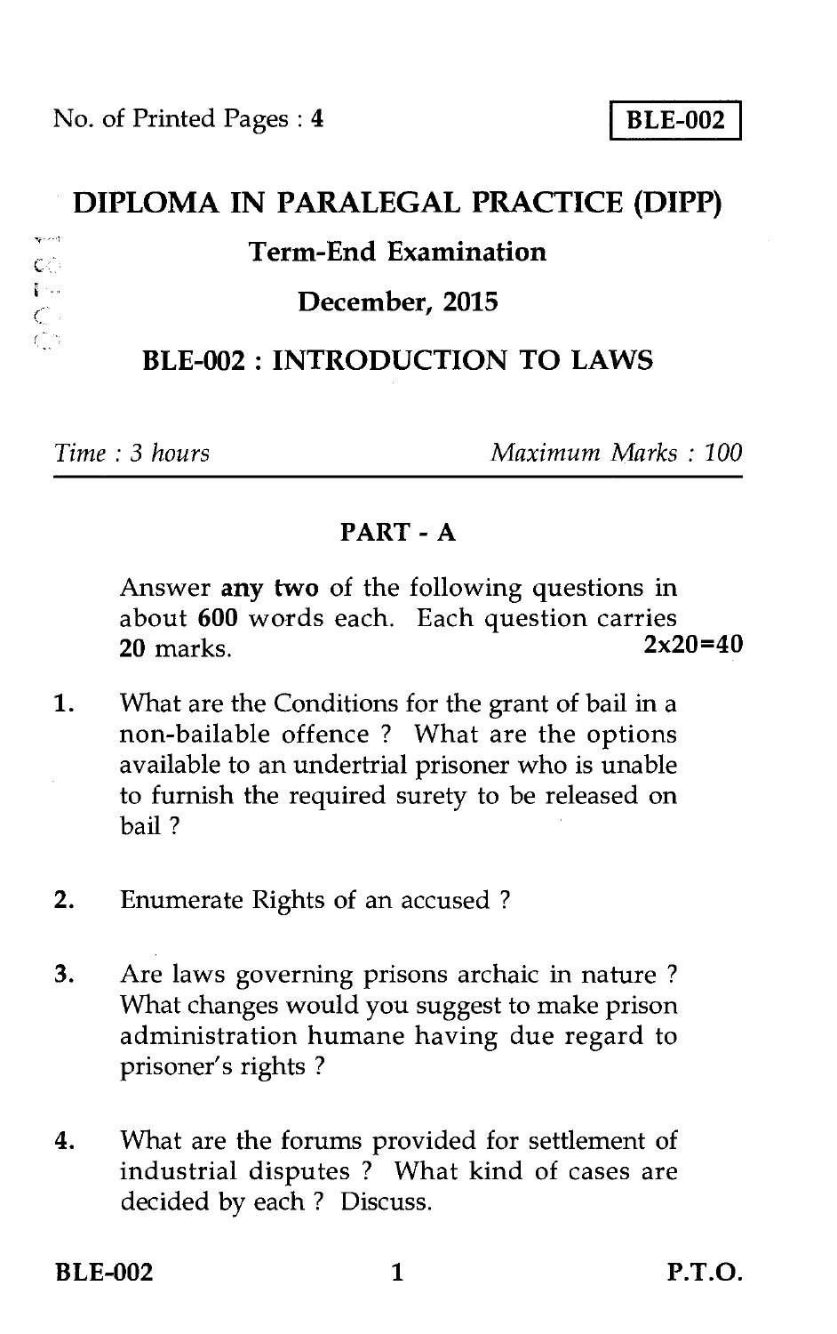No. of Printed Pages : 4

**BLE-002**

# DIPLOMA IN PARALEGAL PRACTICE (DIPP)

## Term-End Examination

## December, 2015

## BLE-002 : INTRODUCTION TO LAWS

*Time : 3 hours* *Maximum Marks : 100*

### PART - A

Answer **any two** of the following questions in about **600** words each. Each question carries **20** marks. **2x20=40**

1. What are the Conditions for the grant of bail in a non-bailable offence ? What are the options available to an undertrial prisoner who is unable to furnish the required surety to be released on bail ?

2. Enumerate Rights of an accused ?

3. Are laws governing prisons archaic in nature ? What changes would you suggest to make prison administration humane having due regard to prisoner's rights ?

4. What are the forums provided for settlement of industrial disputes ? What kind of cases are decided by each ? Discuss.

P.T.O.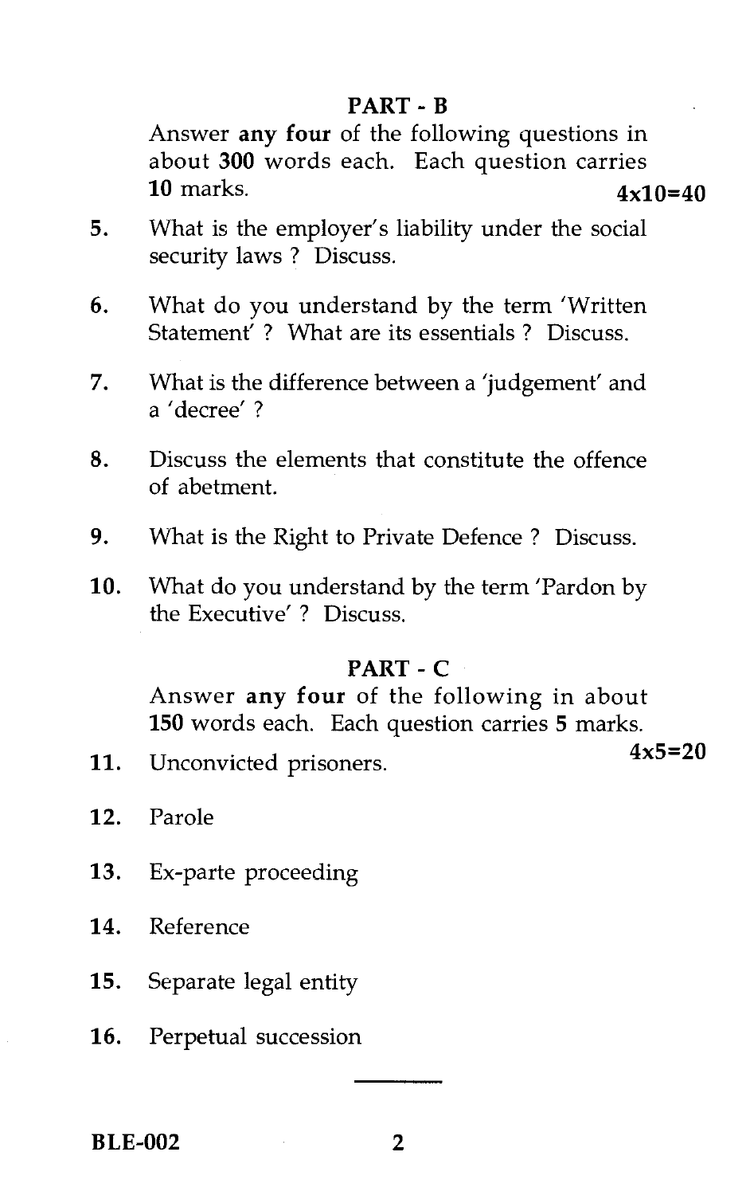## PART - B

Answer **any four** of the following questions in about **300** words each. Each question carries **10** marks. **4x10=40**

5. What is the employer's liability under the social security laws ? Discuss.

6. What do you understand by the term 'Written Statement' ? What are its essentials ? Discuss.

7. What is the difference between a 'judgement' and a 'decree' ?

8. Discuss the elements that constitute the offence of abetment.

9. What is the Right to Private Defence ? Discuss.

10. What do you understand by the term 'Pardon by the Executive' ? Discuss.

## PART - C

Answer **any four** of the following in about **150** words each. Each question carries **5** marks. **4x5=20**

11. Unconvicted prisoners.

12. Parole

13. Ex-parte proceeding

14. Reference

15. Separate legal entity

16. Perpetual succession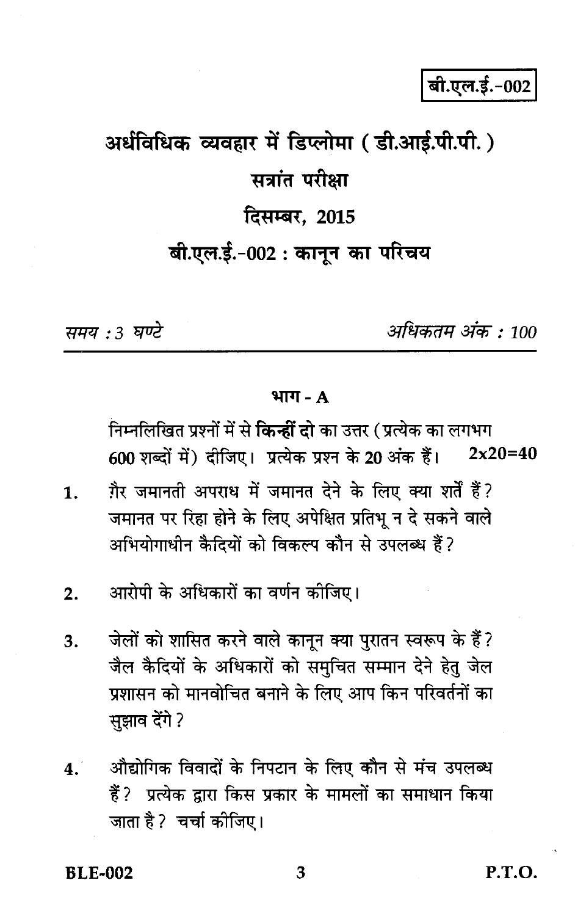बी.एल.ई.-002

# अर्धविधिक व्यवहार में डिप्लोमा ( डी.आई.पी.पी. )

## सत्रांत परीक्षा

## दिसम्बर, 2015

## बी.एल.ई.-002 : कानून का परिचय

*समय : 3 घण्टे* *अधिकतम अंक : 100*

### भाग - A

निम्नलिखित प्रश्नों में से **किन्हीं दो** का उत्तर ( प्रत्येक का लगभग 600 शब्दों में) दीजिए। प्रत्येक प्रश्न के 20 अंक हैं। 2x20=40

1. ग़ैर जमानती अपराध में जमानत देने के लिए क्या शर्तें हैं? जमानत पर रिहा होने के लिए अपेक्षित प्रतिभू न दे सकने वाले अभियोगाधीन कैदियों को विकल्प कौन से उपलब्ध हैं?

2. आरोपी के अधिकारों का वर्णन कीजिए।

3. जेलों को शासित करने वाले कानून क्या पुरातन स्वरूप के हैं? जेल कैदियों के अधिकारों को समुचित सम्मान देने हेतु जेल प्रशासन को मानवोचित बनाने के लिए आप किन परिवर्तनों का सुझाव देंगे?

4. औद्योगिक विवादों के निपटान के लिए कौन से मंच उपलब्ध हैं? प्रत्येक द्वारा किस प्रकार के मामलों का समाधान किया जाता है? चर्चा कीजिए।

P.T.O.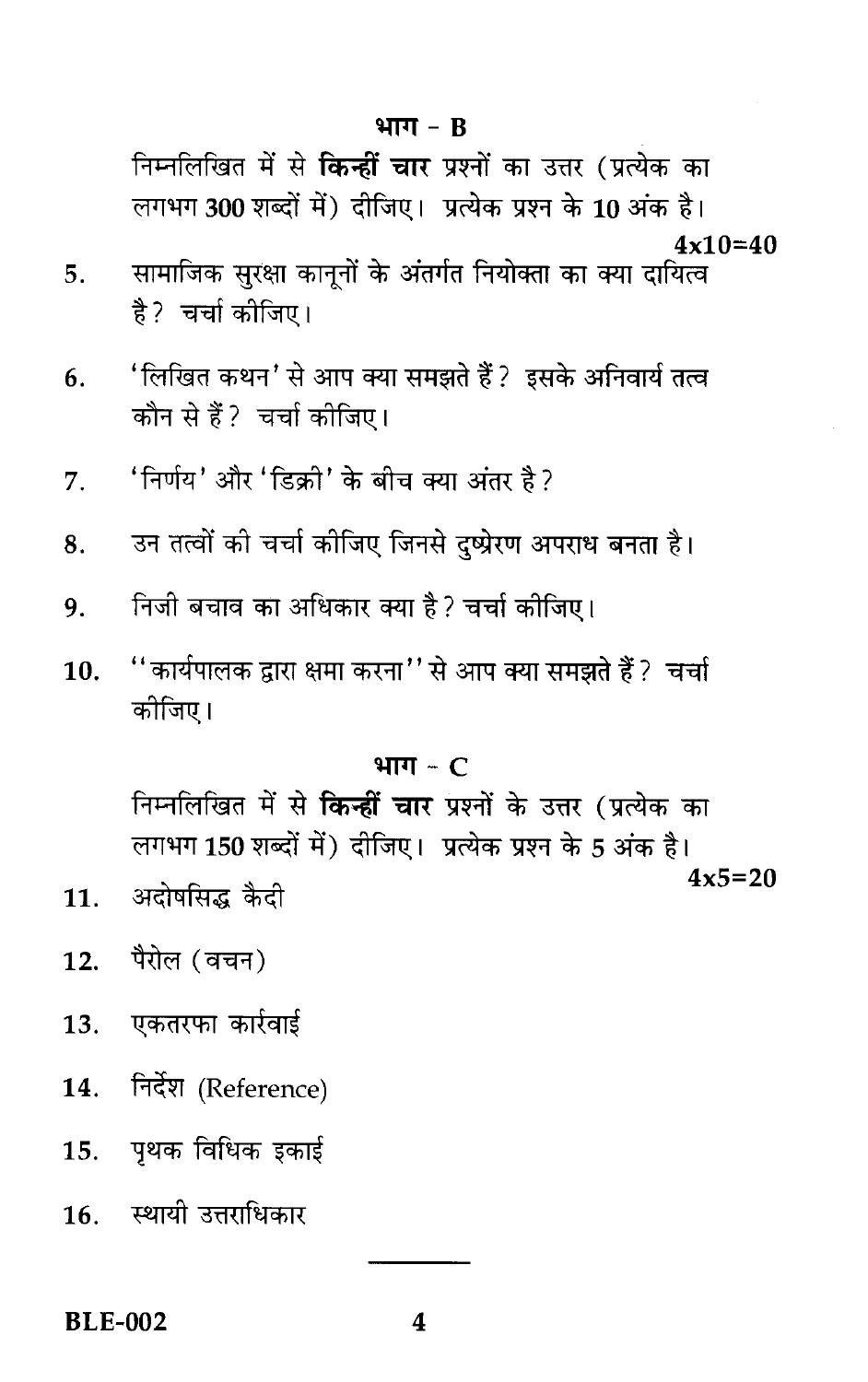## भाग - B

निम्नलिखित में से **किन्हीं चार** प्रश्नों का उत्तर (प्रत्येक का लगभग 300 शब्दों में) दीजिए। प्रत्येक प्रश्न के 10 अंक है।

**4x10=40**

5. सामाजिक सुरक्षा कानूनों के अंतर्गत नियोक्ता का क्या दायित्व है? चर्चा कीजिए।

6. 'लिखित कथन' से आप क्या समझते हैं? इसके अनिवार्य तत्व कौन से हैं? चर्चा कीजिए।

7. 'निर्णय' और 'डिक्री' के बीच क्या अंतर है?

8. उन तत्वों की चर्चा कीजिए जिनसे दुष्प्रेरण अपराध बनता है।

9. निजी बचाव का अधिकार क्या है? चर्चा कीजिए।

10. "कार्यपालक द्वारा क्षमा करना" से आप क्या समझते हैं? चर्चा कीजिए।

## भाग - C

निम्नलिखित में से **किन्हीं चार** प्रश्नों के उत्तर (प्रत्येक का लगभग 150 शब्दों में) दीजिए। प्रत्येक प्रश्न के 5 अंक है।

**4x5=20**

11. अदोषसिद्ध कैदी

12. पैरोल (वचन)

13. एकतरफा कार्रवाई

14. निर्देश (Reference)

15. पृथक विधिक इकाई

16. स्थायी उत्तराधिकार